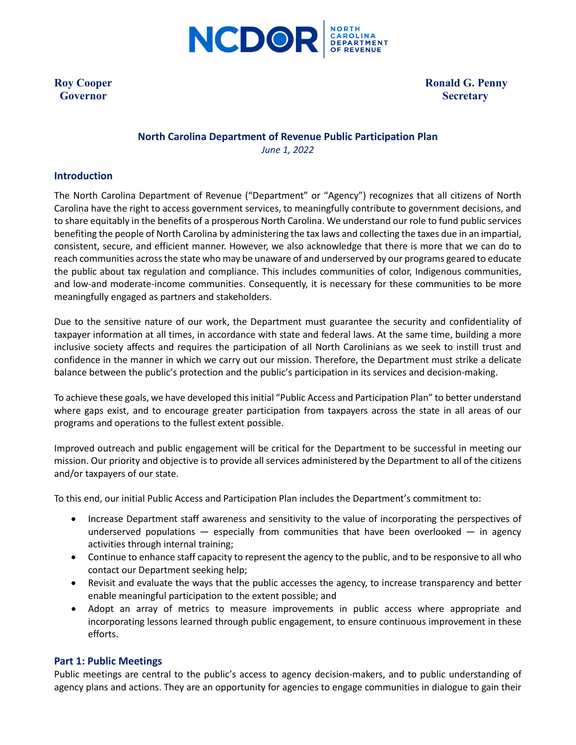NCDOR | NORTH CAROLINA DEPARTMENT OF REVENUE

**Roy Cooper**
**Governor**

**Ronald G. Penny**
**Secretary**

## North Carolina Department of Revenue Public Participation Plan

*June 1, 2022*

### Introduction

The North Carolina Department of Revenue ("Department" or "Agency") recognizes that all citizens of North Carolina have the right to access government services, to meaningfully contribute to government decisions, and to share equitably in the benefits of a prosperous North Carolina. We understand our role to fund public services benefiting the people of North Carolina by administering the tax laws and collecting the taxes due in an impartial, consistent, secure, and efficient manner. However, we also acknowledge that there is more that we can do to reach communities across the state who may be unaware of and underserved by our programs geared to educate the public about tax regulation and compliance. This includes communities of color, Indigenous communities, and low-and moderate-income communities. Consequently, it is necessary for these communities to be more meaningfully engaged as partners and stakeholders.

Due to the sensitive nature of our work, the Department must guarantee the security and confidentiality of taxpayer information at all times, in accordance with state and federal laws. At the same time, building a more inclusive society affects and requires the participation of all North Carolinians as we seek to instill trust and confidence in the manner in which we carry out our mission. Therefore, the Department must strike a delicate balance between the public's protection and the public's participation in its services and decision-making.

To achieve these goals, we have developed this initial "Public Access and Participation Plan" to better understand where gaps exist, and to encourage greater participation from taxpayers across the state in all areas of our programs and operations to the fullest extent possible.

Improved outreach and public engagement will be critical for the Department to be successful in meeting our mission. Our priority and objective is to provide all services administered by the Department to all of the citizens and/or taxpayers of our state.

To this end, our initial Public Access and Participation Plan includes the Department's commitment to:

- Increase Department staff awareness and sensitivity to the value of incorporating the perspectives of underserved populations — especially from communities that have been overlooked — in agency activities through internal training;
- Continue to enhance staff capacity to represent the agency to the public, and to be responsive to all who contact our Department seeking help;
- Revisit and evaluate the ways that the public accesses the agency, to increase transparency and better enable meaningful participation to the extent possible; and
- Adopt an array of metrics to measure improvements in public access where appropriate and incorporating lessons learned through public engagement, to ensure continuous improvement in these efforts.

### Part 1: Public Meetings

Public meetings are central to the public's access to agency decision-makers, and to public understanding of agency plans and actions. They are an opportunity for agencies to engage communities in dialogue to gain their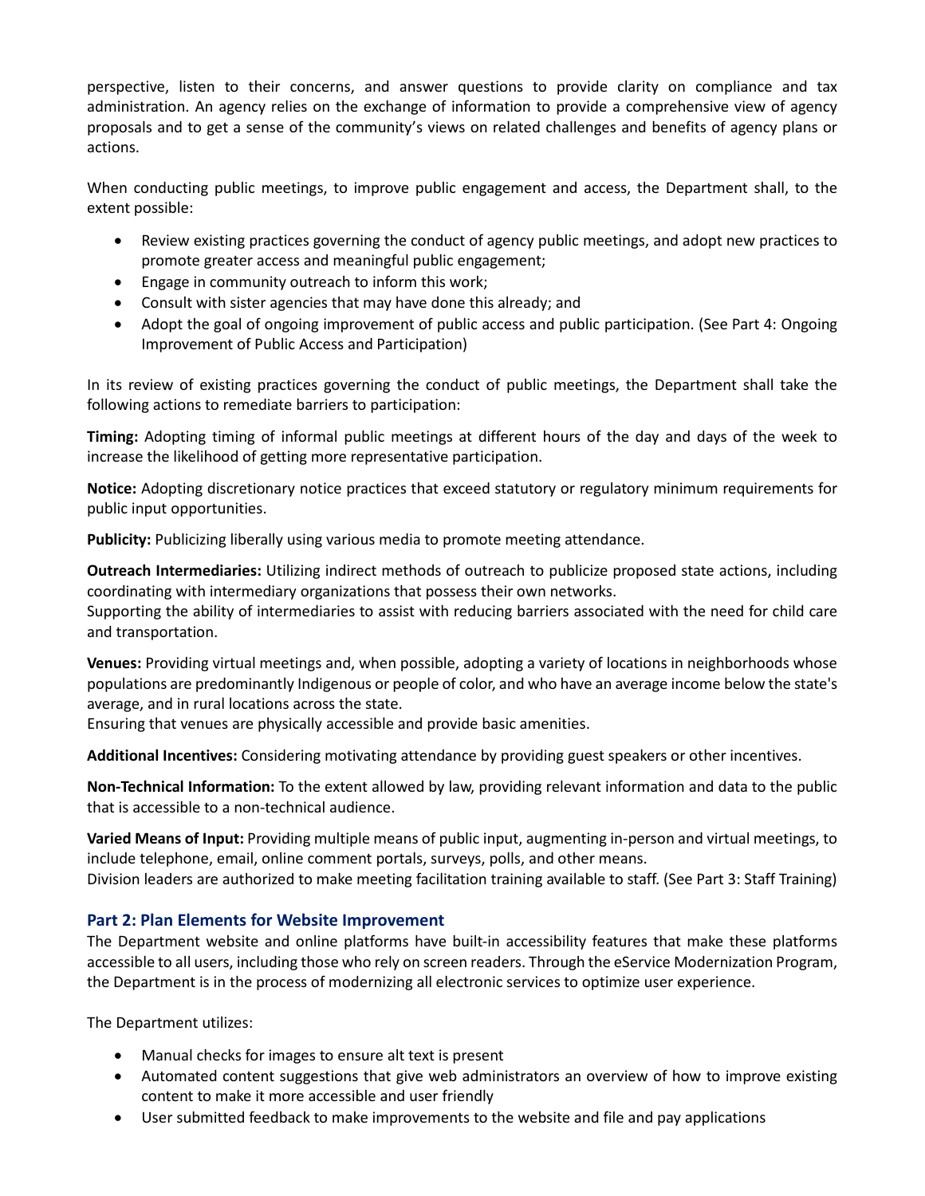perspective, listen to their concerns, and answer questions to provide clarity on compliance and tax administration. An agency relies on the exchange of information to provide a comprehensive view of agency proposals and to get a sense of the community's views on related challenges and benefits of agency plans or actions.

When conducting public meetings, to improve public engagement and access, the Department shall, to the extent possible:

- Review existing practices governing the conduct of agency public meetings, and adopt new practices to promote greater access and meaningful public engagement;
- Engage in community outreach to inform this work;
- Consult with sister agencies that may have done this already; and
- Adopt the goal of ongoing improvement of public access and public participation. (See Part 4: Ongoing Improvement of Public Access and Participation)

In its review of existing practices governing the conduct of public meetings, the Department shall take the following actions to remediate barriers to participation:

**Timing:** Adopting timing of informal public meetings at different hours of the day and days of the week to increase the likelihood of getting more representative participation.

**Notice:** Adopting discretionary notice practices that exceed statutory or regulatory minimum requirements for public input opportunities.

**Publicity:** Publicizing liberally using various media to promote meeting attendance.

**Outreach Intermediaries:** Utilizing indirect methods of outreach to publicize proposed state actions, including coordinating with intermediary organizations that possess their own networks.
Supporting the ability of intermediaries to assist with reducing barriers associated with the need for child care and transportation.

**Venues:** Providing virtual meetings and, when possible, adopting a variety of locations in neighborhoods whose populations are predominantly Indigenous or people of color, and who have an average income below the state's average, and in rural locations across the state.
Ensuring that venues are physically accessible and provide basic amenities.

**Additional Incentives:** Considering motivating attendance by providing guest speakers or other incentives.

**Non-Technical Information:** To the extent allowed by law, providing relevant information and data to the public that is accessible to a non-technical audience.

**Varied Means of Input:** Providing multiple means of public input, augmenting in-person and virtual meetings, to include telephone, email, online comment portals, surveys, polls, and other means.
Division leaders are authorized to make meeting facilitation training available to staff. (See Part 3: Staff Training)

## Part 2: Plan Elements for Website Improvement

The Department website and online platforms have built-in accessibility features that make these platforms accessible to all users, including those who rely on screen readers. Through the eService Modernization Program, the Department is in the process of modernizing all electronic services to optimize user experience.

The Department utilizes:

- Manual checks for images to ensure alt text is present
- Automated content suggestions that give web administrators an overview of how to improve existing content to make it more accessible and user friendly
- User submitted feedback to make improvements to the website and file and pay applications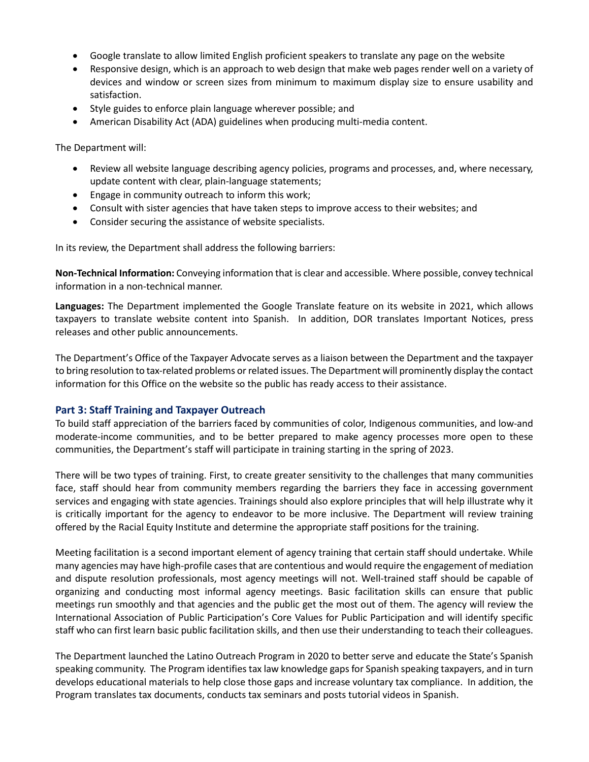- Google translate to allow limited English proficient speakers to translate any page on the website
- Responsive design, which is an approach to web design that make web pages render well on a variety of devices and window or screen sizes from minimum to maximum display size to ensure usability and satisfaction.
- Style guides to enforce plain language wherever possible; and
- American Disability Act (ADA) guidelines when producing multi-media content.

The Department will:

- Review all website language describing agency policies, programs and processes, and, where necessary, update content with clear, plain-language statements;
- Engage in community outreach to inform this work;
- Consult with sister agencies that have taken steps to improve access to their websites; and
- Consider securing the assistance of website specialists.

In its review, the Department shall address the following barriers:

**Non-Technical Information:** Conveying information that is clear and accessible. Where possible, convey technical information in a non-technical manner.

**Languages:** The Department implemented the Google Translate feature on its website in 2021, which allows taxpayers to translate website content into Spanish. In addition, DOR translates Important Notices, press releases and other public announcements.

The Department's Office of the Taxpayer Advocate serves as a liaison between the Department and the taxpayer to bring resolution to tax-related problems or related issues. The Department will prominently display the contact information for this Office on the website so the public has ready access to their assistance.

## Part 3: Staff Training and Taxpayer Outreach

To build staff appreciation of the barriers faced by communities of color, Indigenous communities, and low-and moderate-income communities, and to be better prepared to make agency processes more open to these communities, the Department's staff will participate in training starting in the spring of 2023.

There will be two types of training. First, to create greater sensitivity to the challenges that many communities face, staff should hear from community members regarding the barriers they face in accessing government services and engaging with state agencies. Trainings should also explore principles that will help illustrate why it is critically important for the agency to endeavor to be more inclusive. The Department will review training offered by the Racial Equity Institute and determine the appropriate staff positions for the training.

Meeting facilitation is a second important element of agency training that certain staff should undertake. While many agencies may have high-profile cases that are contentious and would require the engagement of mediation and dispute resolution professionals, most agency meetings will not. Well-trained staff should be capable of organizing and conducting most informal agency meetings. Basic facilitation skills can ensure that public meetings run smoothly and that agencies and the public get the most out of them. The agency will review the International Association of Public Participation's Core Values for Public Participation and will identify specific staff who can first learn basic public facilitation skills, and then use their understanding to teach their colleagues.

The Department launched the Latino Outreach Program in 2020 to better serve and educate the State's Spanish speaking community. The Program identifies tax law knowledge gaps for Spanish speaking taxpayers, and in turn develops educational materials to help close those gaps and increase voluntary tax compliance. In addition, the Program translates tax documents, conducts tax seminars and posts tutorial videos in Spanish.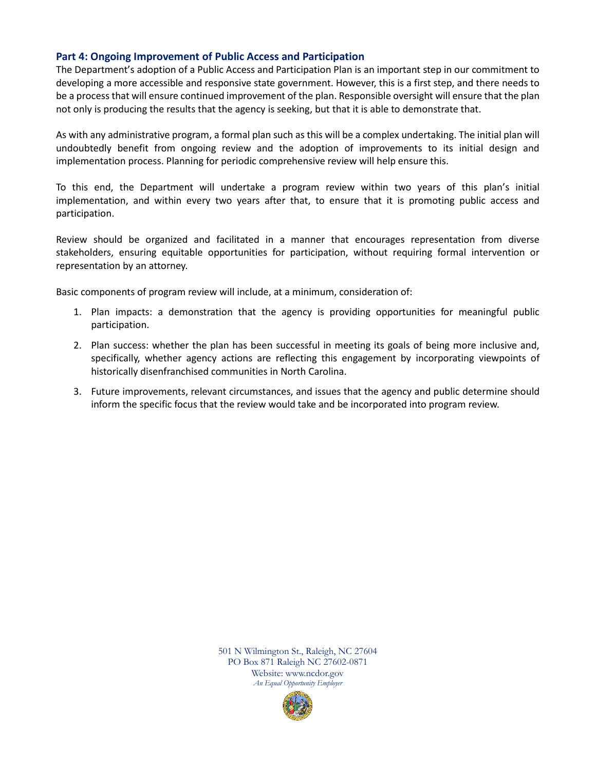## Part 4: Ongoing Improvement of Public Access and Participation

The Department's adoption of a Public Access and Participation Plan is an important step in our commitment to developing a more accessible and responsive state government. However, this is a first step, and there needs to be a process that will ensure continued improvement of the plan. Responsible oversight will ensure that the plan not only is producing the results that the agency is seeking, but that it is able to demonstrate that.

As with any administrative program, a formal plan such as this will be a complex undertaking. The initial plan will undoubtedly benefit from ongoing review and the adoption of improvements to its initial design and implementation process. Planning for periodic comprehensive review will help ensure this.

To this end, the Department will undertake a program review within two years of this plan's initial implementation, and within every two years after that, to ensure that it is promoting public access and participation.

Review should be organized and facilitated in a manner that encourages representation from diverse stakeholders, ensuring equitable opportunities for participation, without requiring formal intervention or representation by an attorney.

Basic components of program review will include, at a minimum, consideration of:

1. Plan impacts: a demonstration that the agency is providing opportunities for meaningful public participation.
2. Plan success: whether the plan has been successful in meeting its goals of being more inclusive and, specifically, whether agency actions are reflecting this engagement by incorporating viewpoints of historically disenfranchised communities in North Carolina.
3. Future improvements, relevant circumstances, and issues that the agency and public determine should inform the specific focus that the review would take and be incorporated into program review.